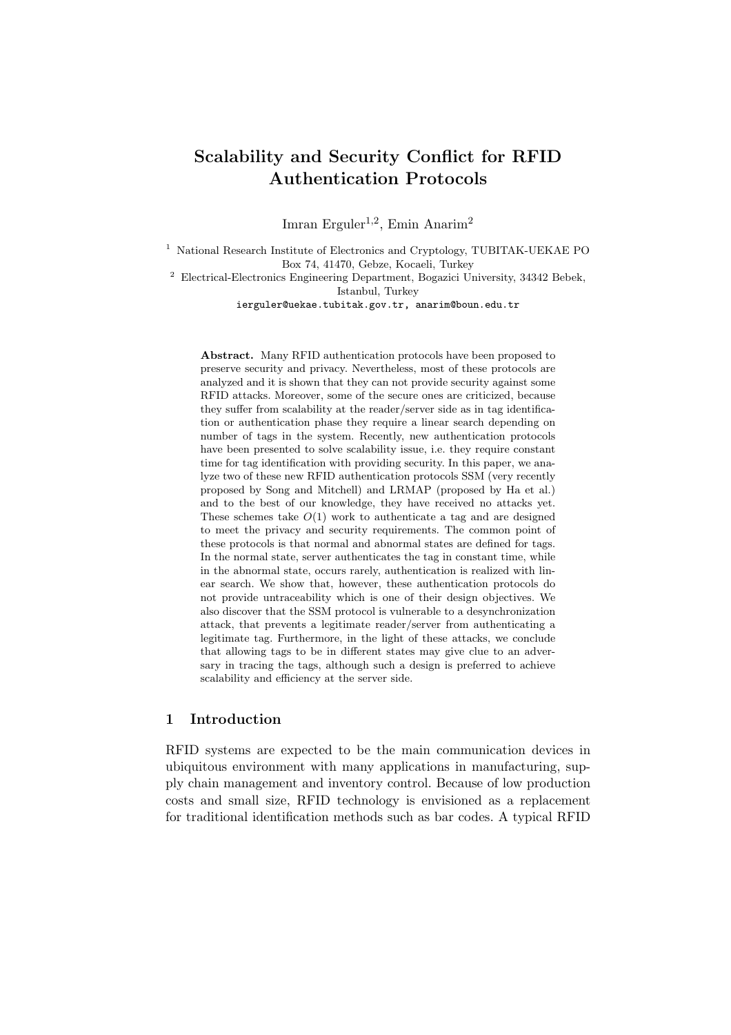# Scalability and Security Conflict for RFID Authentication Protocols

Imran Erguler[1,2], Emin Anarim[2]

[1] National Research Institute of Electronics and Cryptology, TUBITAK-UEKAE PO Box 74, 41470, Gebze, Kocaeli, Turkey

[2] Electrical-Electronics Engineering Department, Bogazici University, 34342 Bebek, Istanbul, Turkey

ierguler@uekae.tubitak.gov.tr, anarim@boun.edu.tr

**Abstract.** Many RFID authentication protocols have been proposed to preserve security and privacy. Nevertheless, most of these protocols are analyzed and it is shown that they can not provide security against some RFID attacks. Moreover, some of the secure ones are criticized, because they suffer from scalability at the reader/server side as in tag identification or authentication phase they require a linear search depending on number of tags in the system. Recently, new authentication protocols have been presented to solve scalability issue, i.e. they require constant time for tag identification with providing security. In this paper, we analyze two of these new RFID authentication protocols SSM (very recently proposed by Song and Mitchell) and LRMAP (proposed by Ha et al.) and to the best of our knowledge, they have received no attacks yet. These schemes take $O(1)$ work to authenticate a tag and are designed to meet the privacy and security requirements. The common point of these protocols is that normal and abnormal states are defined for tags. In the normal state, server authenticates the tag in constant time, while in the abnormal state, occurs rarely, authentication is realized with linear search. We show that, however, these authentication protocols do not provide untraceability which is one of their design objectives. We also discover that the SSM protocol is vulnerable to a desynchronization attack, that prevents a legitimate reader/server from authenticating a legitimate tag. Furthermore, in the light of these attacks, we conclude that allowing tags to be in different states may give clue to an adversary in tracing the tags, although such a design is preferred to achieve scalability and efficiency at the server side.

## 1 Introduction

RFID systems are expected to be the main communication devices in ubiquitous environment with many applications in manufacturing, supply chain management and inventory control. Because of low production costs and small size, RFID technology is envisioned as a replacement for traditional identification methods such as bar codes. A typical RFID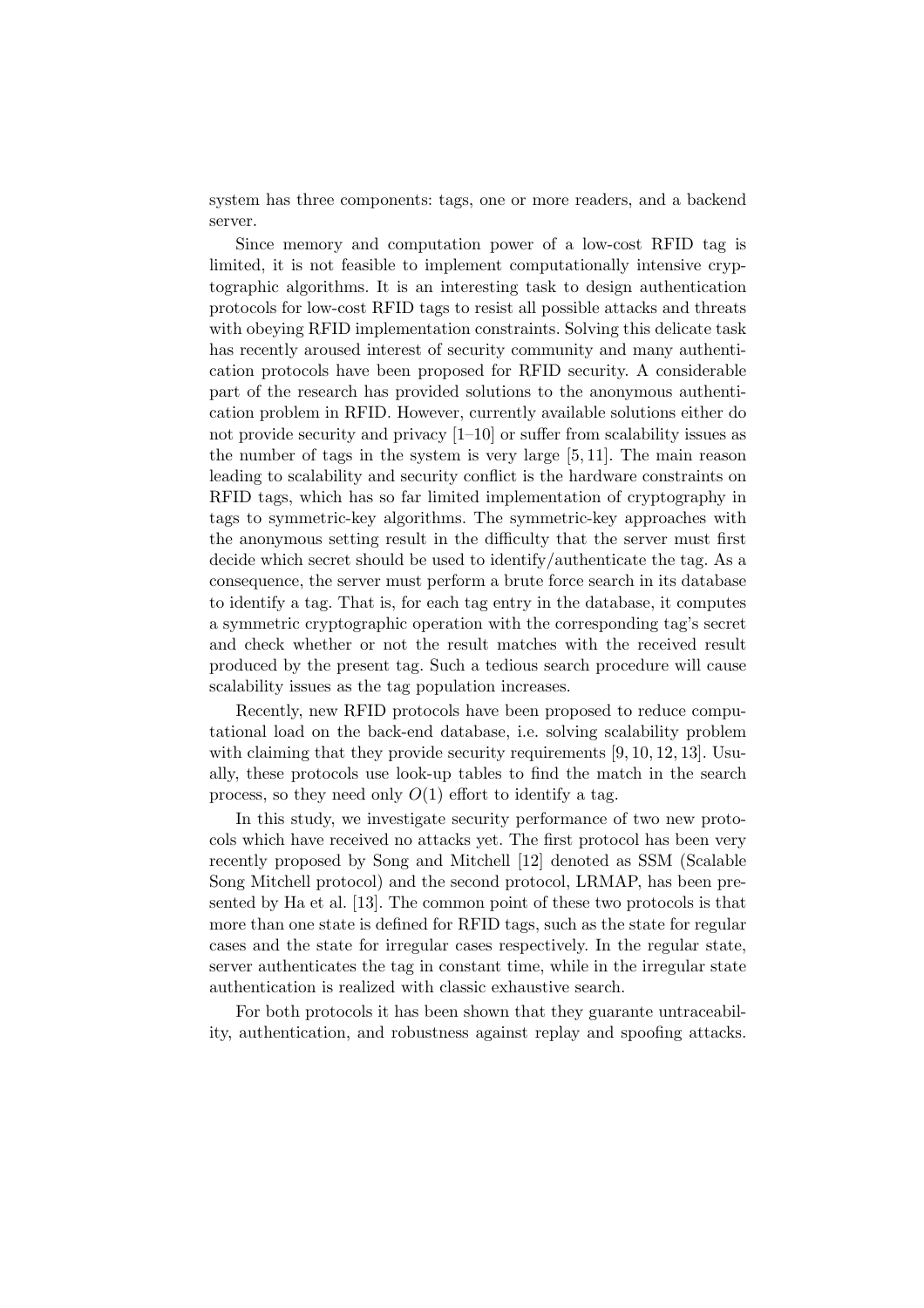system has three components: tags, one or more readers, and a backend server.

Since memory and computation power of a low-cost RFID tag is limited, it is not feasible to implement computationally intensive cryptographic algorithms. It is an interesting task to design authentication protocols for low-cost RFID tags to resist all possible attacks and threats with obeying RFID implementation constraints. Solving this delicate task has recently aroused interest of security community and many authentication protocols have been proposed for RFID security. A considerable part of the research has provided solutions to the anonymous authentication problem in RFID. However, currently available solutions either do not provide security and privacy [1–10] or suffer from scalability issues as the number of tags in the system is very large [5, 11]. The main reason leading to scalability and security conflict is the hardware constraints on RFID tags, which has so far limited implementation of cryptography in tags to symmetric-key algorithms. The symmetric-key approaches with the anonymous setting result in the difficulty that the server must first decide which secret should be used to identify/authenticate the tag. As a consequence, the server must perform a brute force search in its database to identify a tag. That is, for each tag entry in the database, it computes a symmetric cryptographic operation with the corresponding tag's secret and check whether or not the result matches with the received result produced by the present tag. Such a tedious search procedure will cause scalability issues as the tag population increases.

Recently, new RFID protocols have been proposed to reduce computational load on the back-end database, i.e. solving scalability problem with claiming that they provide security requirements [9, 10, 12, 13]. Usually, these protocols use look-up tables to find the match in the search process, so they need only $O(1)$ effort to identify a tag.

In this study, we investigate security performance of two new protocols which have received no attacks yet. The first protocol has been very recently proposed by Song and Mitchell [12] denoted as SSM (Scalable Song Mitchell protocol) and the second protocol, LRMAP, has been presented by Ha et al. [13]. The common point of these two protocols is that more than one state is defined for RFID tags, such as the state for regular cases and the state for irregular cases respectively. In the regular state, server authenticates the tag in constant time, while in the irregular state authentication is realized with classic exhaustive search.

For both protocols it has been shown that they guarante untraceability, authentication, and robustness against replay and spoofing attacks.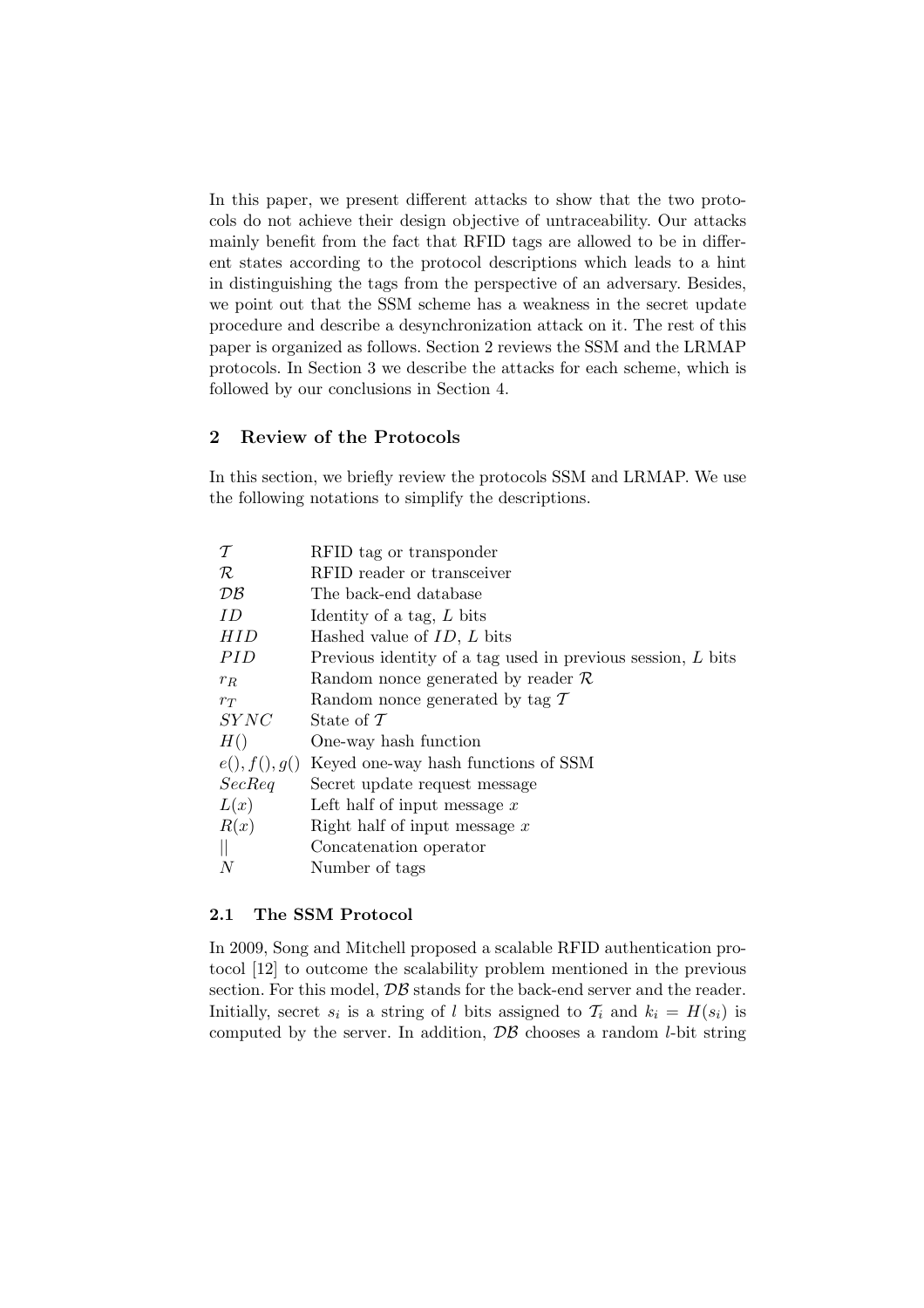In this paper, we present different attacks to show that the two protocols do not achieve their design objective of untraceability. Our attacks mainly benefit from the fact that RFID tags are allowed to be in different states according to the protocol descriptions which leads to a hint in distinguishing the tags from the perspective of an adversary. Besides, we point out that the SSM scheme has a weakness in the secret update procedure and describe a desynchronization attack on it. The rest of this paper is organized as follows. Section 2 reviews the SSM and the LRMAP protocols. In Section 3 we describe the attacks for each scheme, which is followed by our conclusions in Section 4.

## 2 Review of the Protocols

In this section, we briefly review the protocols SSM and LRMAP. We use the following notations to simplify the descriptions.

| | |
|---|---|
| $\mathcal{T}$ | RFID tag or transponder |
| $\mathcal{R}$ | RFID reader or transceiver |
| $\mathcal{DB}$ | The back-end database |
| $ID$ | Identity of a tag, $L$ bits |
| $HID$ | Hashed value of $ID$, $L$ bits |
| $PID$ | Previous identity of a tag used in previous session, $L$ bits |
| $r_R$ | Random nonce generated by reader $\mathcal{R}$ |
| $r_T$ | Random nonce generated by tag $\mathcal{T}$ |
| $SYNC$ | State of $\mathcal{T}$ |
| $H()$ | One-way hash function |
| $e(), f(), g()$ | Keyed one-way hash functions of SSM |
| $SecReq$ | Secret update request message |
| $L(x)$ | Left half of input message $x$ |
| $R(x)$ | Right half of input message $x$ |
| $\|\|$ | Concatenation operator |
| $N$ | Number of tags |

### 2.1 The SSM Protocol

In 2009, Song and Mitchell proposed a scalable RFID authentication protocol [12] to outcome the scalability problem mentioned in the previous section. For this model, $\mathcal{DB}$ stands for the back-end server and the reader. Initially, secret $s_i$ is a string of $l$ bits assigned to $\mathcal{T}_i$ and $k_i = H(s_i)$ is computed by the server. In addition, $\mathcal{DB}$ chooses a random $l$-bit string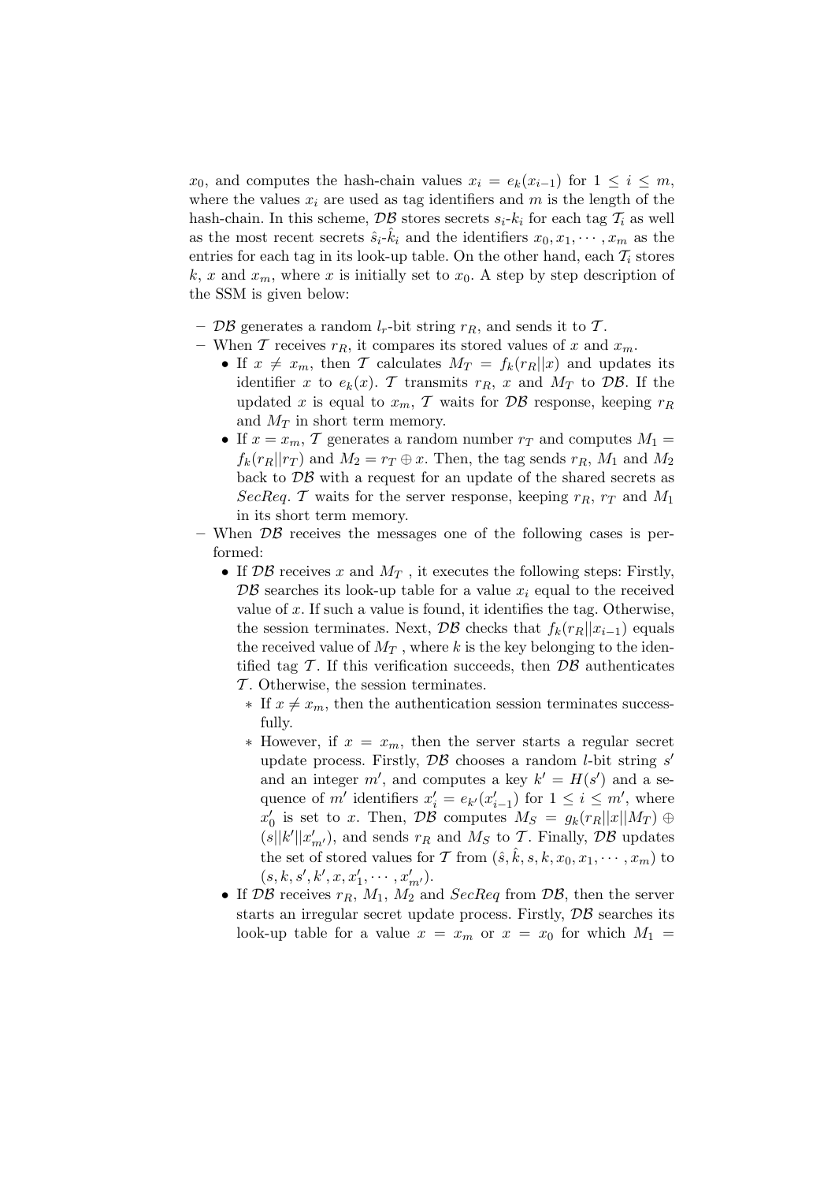$x_0$, and computes the hash-chain values $x_i = e_k(x_{i-1})$ for $1 \leq i \leq m$, where the values $x_i$ are used as tag identifiers and $m$ is the length of the hash-chain. In this scheme, $\mathcal{DB}$ stores secrets $s_i$-$k_i$ for each tag $\mathcal{T}_i$ as well as the most recent secrets $\hat{s}_i$-$\hat{k}_i$ and the identifiers $x_0, x_1, \cdots, x_m$ as the entries for each tag in its look-up table. On the other hand, each $\mathcal{T}_i$ stores $k$, $x$ and $x_m$, where $x$ is initially set to $x_0$. A step by step description of the SSM is given below:

- $\mathcal{DB}$ generates a random $l_r$-bit string $r_R$, and sends it to $\mathcal{T}$.
- When $\mathcal{T}$ receives $r_R$, it compares its stored values of $x$ and $x_m$.
  - If $x \neq x_m$, then $\mathcal{T}$ calculates $M_T = f_k(r_R||x)$ and updates its identifier $x$ to $e_k(x)$. $\mathcal{T}$ transmits $r_R$, $x$ and $M_T$ to $\mathcal{DB}$. If the updated $x$ is equal to $x_m$, $\mathcal{T}$ waits for $\mathcal{DB}$ response, keeping $r_R$ and $M_T$ in short term memory.
  - If $x = x_m$, $\mathcal{T}$ generates a random number $r_T$ and computes $M_1 = f_k(r_R||r_T)$ and $M_2 = r_T \oplus x$. Then, the tag sends $r_R$, $M_1$ and $M_2$ back to $\mathcal{DB}$ with a request for an update of the shared secrets as $SecReq$. $\mathcal{T}$ waits for the server response, keeping $r_R$, $r_T$ and $M_1$ in its short term memory.
- When $\mathcal{DB}$ receives the messages one of the following cases is performed:
  - If $\mathcal{DB}$ receives $x$ and $M_T$ , it executes the following steps: Firstly, $\mathcal{DB}$ searches its look-up table for a value $x_i$ equal to the received value of $x$. If such a value is found, it identifies the tag. Otherwise, the session terminates. Next, $\mathcal{DB}$ checks that $f_k(r_R||x_{i-1})$ equals the received value of $M_T$ , where $k$ is the key belonging to the identified tag $\mathcal{T}$. If this verification succeeds, then $\mathcal{DB}$ authenticates $\mathcal{T}$. Otherwise, the session terminates.
    - If $x \neq x_m$, then the authentication session terminates successfully.
    - However, if $x = x_m$, then the server starts a regular secret update process. Firstly, $\mathcal{DB}$ chooses a random $l$-bit string $s'$ and an integer $m'$, and computes a key $k' = H(s')$ and a sequence of $m'$ identifiers $x'_i = e_{k'}(x'_{i-1})$ for $1 \leq i \leq m'$, where $x'_0$ is set to $x$. Then, $\mathcal{DB}$ computes $M_S = g_k(r_R||x||M_T) \oplus (s||k'||x'_{m'})$, and sends $r_R$ and $M_S$ to $\mathcal{T}$. Finally, $\mathcal{DB}$ updates the set of stored values for $\mathcal{T}$ from $(\hat{s}, \hat{k}, s, k, x_0, x_1, \cdots, x_m)$ to $(s, k, s', k', x, x'_1, \cdots, x'_{m'})$.
  - If $\mathcal{DB}$ receives $r_R$, $M_1$, $M_2$ and $SecReq$ from $\mathcal{DB}$, then the server starts an irregular secret update process. Firstly, $\mathcal{DB}$ searches its look-up table for a value $x = x_m$ or $x = x_0$ for which $M_1 =$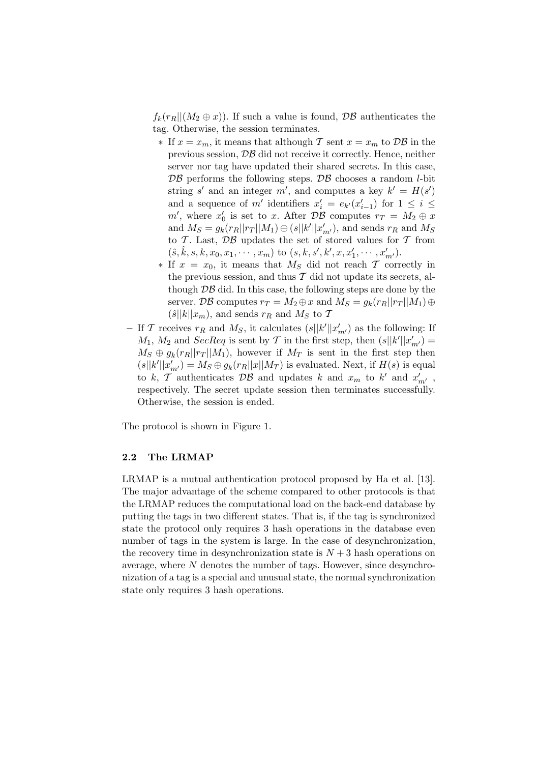$f_k(r_R||(M_2 \oplus x))$. If such a value is found, $\mathcal{DB}$ authenticates the tag. Otherwise, the session terminates.

  * If $x = x_m$, it means that although $\mathcal{T}$ sent $x = x_m$ to $\mathcal{DB}$ in the previous session, $\mathcal{DB}$ did not receive it correctly. Hence, neither server nor tag have updated their shared secrets. In this case, $\mathcal{DB}$ performs the following steps. $\mathcal{DB}$ chooses a random $l$-bit string $s'$ and an integer $m'$, and computes a key $k' = H(s')$ and a sequence of $m'$ identifiers $x'_i = e_{k'}(x'_{i-1})$ for $1 \leq i \leq m'$, where $x'_0$ is set to $x$. After $\mathcal{DB}$ computes $r_T = M_2 \oplus x$ and $M_S = g_k(r_R||r_T||M_1) \oplus (s||k'||x'_{m'})$, and sends $r_R$ and $M_S$ to $\mathcal{T}$. Last, $\mathcal{DB}$ updates the set of stored values for $\mathcal{T}$ from $(\hat{s}, \hat{k}, s, k, x_0, x_1, \cdots, x_m)$ to $(s, k, s', k', x, x'_1, \cdots, x'_{m'})$.
  * If $x = x_0$, it means that $M_S$ did not reach $\mathcal{T}$ correctly in the previous session, and thus $\mathcal{T}$ did not update its secrets, although $\mathcal{DB}$ did. In this case, the following steps are done by the server. $\mathcal{DB}$ computes $r_T = M_2 \oplus x$ and $M_S = g_k(r_R||r_T||M_1) \oplus (\hat{s}||k||x_m)$, and sends $r_R$ and $M_S$ to $\mathcal{T}$

- If $\mathcal{T}$ receives $r_R$ and $M_S$, it calculates $(s||k'||x'_{m'})$ as the following: If $M_1$, $M_2$ and $SecReq$ is sent by $\mathcal{T}$ in the first step, then $(s||k'||x'_{m'}) = M_S \oplus g_k(r_R||r_T||M_1)$, however if $M_T$ is sent in the first step then $(s||k'||x'_{m'}) = M_S \oplus g_k(r_R||x||M_T)$ is evaluated. Next, if $H(s)$ is equal to $k$, $\mathcal{T}$ authenticates $\mathcal{DB}$ and updates $k$ and $x_m$ to $k'$ and $x'_{m'}$, respectively. The secret update session then terminates successfully. Otherwise, the session is ended.

The protocol is shown in Figure 1.

### 2.2 The LRMAP

LRMAP is a mutual authentication protocol proposed by Ha et al. [13]. The major advantage of the scheme compared to other protocols is that the LRMAP reduces the computational load on the back-end database by putting the tags in two different states. That is, if the tag is synchronized state the protocol only requires 3 hash operations in the database even number of tags in the system is large. In the case of desynchronization, the recovery time in desynchronization state is $N + 3$ hash operations on average, where $N$ denotes the number of tags. However, since desynchronization of a tag is a special and unusual state, the normal synchronization state only requires 3 hash operations.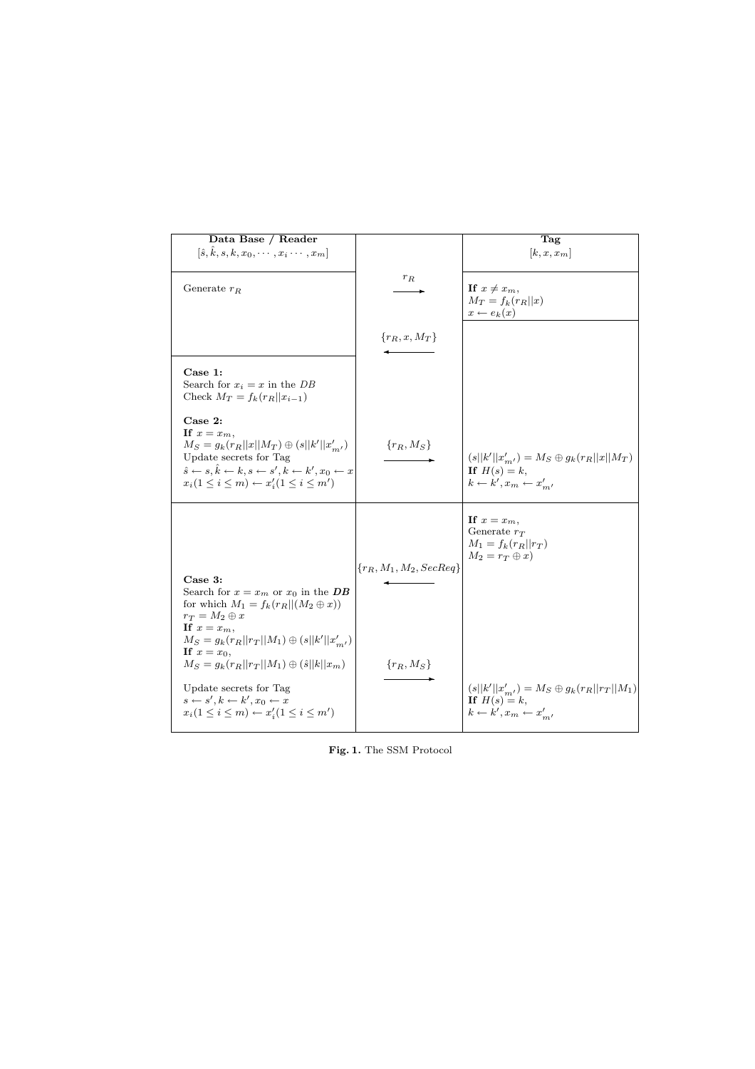| Data Base / Reader $[\hat{s}, \hat{k}, s, k, x_0, \cdots, x_i \cdots, x_m]$ | | Tag $[k, x, x_m]$ |
|---|---|---|
| Generate $r_R$ | $r_R$ → | **If** $x \neq x_m$, $M_T = f_k(r_R \| x)$ $x \leftarrow e_k(x)$ |
| | ← $\{r_R, x, M_T\}$ | |
| **Case 1:** Search for $x_i = x$ in the $DB$ Check $M_T = f_k(r_R \| x_{i-1})$ **Case 2:** **If** $x = x_m$, $M_S = g_k(r_R \| x \| M_T) \oplus (s \| k' \| x'_{m'})$ Update secrets for Tag $\hat{s} \leftarrow s, \hat{k} \leftarrow k, s \leftarrow s', k \leftarrow k', x_0 \leftarrow x$ $x_i (1 \leq i \leq m) \leftarrow x'_i (1 \leq i \leq m')$ | $\{r_R, M_S\}$ → | $(s \| k' \| x'_{m'}) = M_S \oplus g_k(r_R \| x \| M_T)$ **If** $H(s) = k$, $k \leftarrow k', x_m \leftarrow x'_{m'}$ |
| | | **If** $x = x_m$, Generate $r_T$ $M_1 = f_k(r_R \| r_T)$ $M_2 = r_T \oplus x)$ |
| **Case 3:** Search for $x = x_m$ or $x_0$ in the ***DB*** for which $M_1 = f_k(r_R \| (M_2 \oplus x))$ $r_T = M_2 \oplus x$ **If** $x = x_m$, $M_S = g_k(r_R \| r_T \| M_1) \oplus (s \| k' \| x'_{m'})$ **If** $x = x_0$, $M_S = g_k(r_R \| r_T \| M_1) \oplus (\hat{s} \| k \| x_m)$ | ← $\{r_R, M_1, M_2, SecReq\}$ | |
| Update secrets for Tag $s \leftarrow s', k \leftarrow k', x_0 \leftarrow x$ $x_i (1 \leq i \leq m) \leftarrow x'_i (1 \leq i \leq m')$ | $\{r_R, M_S\}$ → | $(s \| k' \| x'_{m'}) = M_S \oplus g_k(r_R \| r_T \| M_1)$ **If** $H(s) = k$, $k \leftarrow k', x_m \leftarrow x'_{m'}$ |

**Fig. 1.** The SSM Protocol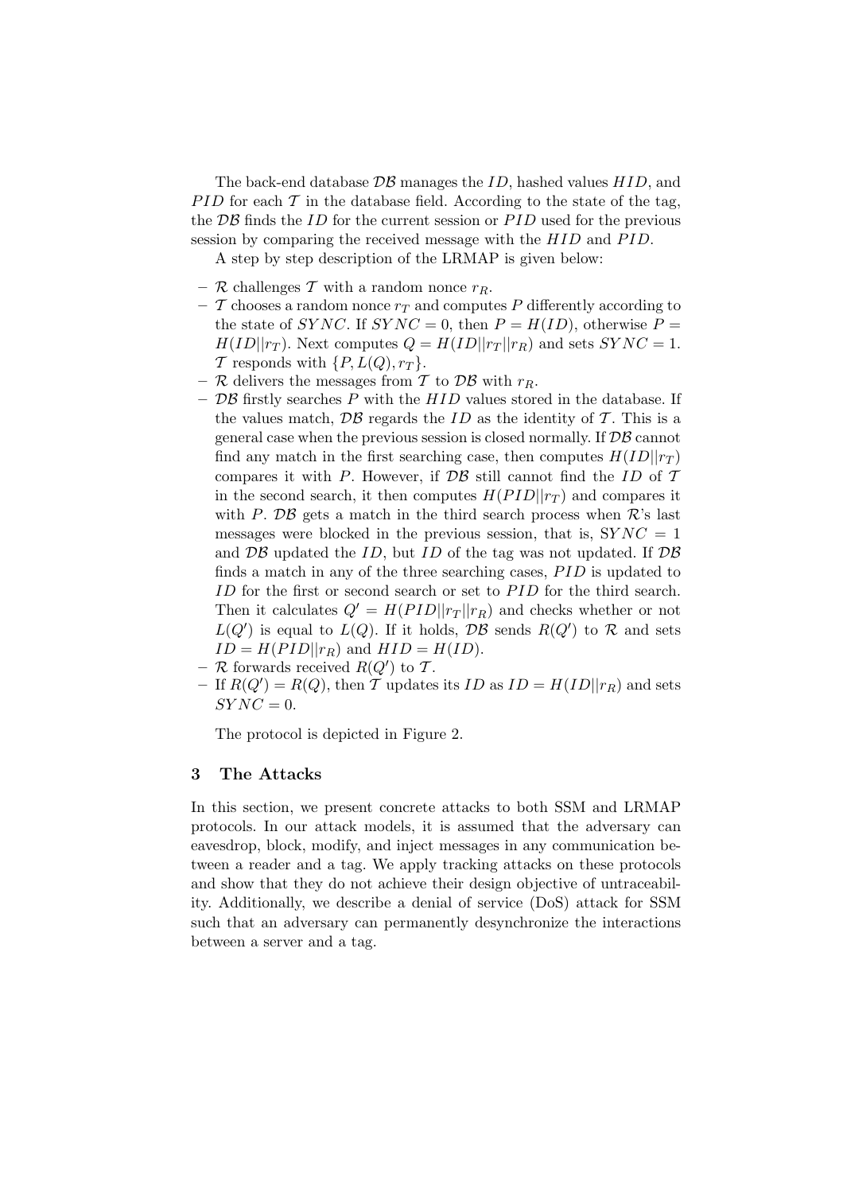The back-end database $\mathcal{DB}$ manages the $ID$, hashed values $HID$, and $PID$ for each $\mathcal{T}$ in the database field. According to the state of the tag, the $\mathcal{DB}$ finds the $ID$ for the current session or $PID$ used for the previous session by comparing the received message with the $HID$ and $PID$.

A step by step description of the LRMAP is given below:

- $\mathcal{R}$ challenges $\mathcal{T}$ with a random nonce $r_R$.
- $\mathcal{T}$ chooses a random nonce $r_T$ and computes $P$ differently according to the state of $SYNC$. If $SYNC = 0$, then $P = H(ID)$, otherwise $P = H(ID||r_T)$. Next computes $Q = H(ID||r_T||r_R)$ and sets $SYNC = 1$. $\mathcal{T}$ responds with $\{P, L(Q), r_T\}$.
- $\mathcal{R}$ delivers the messages from $\mathcal{T}$ to $\mathcal{DB}$ with $r_R$.
- $\mathcal{DB}$ firstly searches $P$ with the $HID$ values stored in the database. If the values match, $\mathcal{DB}$ regards the $ID$ as the identity of $\mathcal{T}$. This is a general case when the previous session is closed normally. If $\mathcal{DB}$ cannot find any match in the first searching case, then computes $H(ID||r_T)$ compares it with $P$. However, if $\mathcal{DB}$ still cannot find the $ID$ of $\mathcal{T}$ in the second search, it then computes $H(PID||r_T)$ and compares it with $P$. $\mathcal{DB}$ gets a match in the third search process when $\mathcal{R}$'s last messages were blocked in the previous session, that is, $SYNC = 1$ and $\mathcal{DB}$ updated the $ID$, but $ID$ of the tag was not updated. If $\mathcal{DB}$ finds a match in any of the three searching cases, $PID$ is updated to $ID$ for the first or second search or set to $PID$ for the third search. Then it calculates $Q' = H(PID||r_T||r_R)$ and checks whether or not $L(Q')$ is equal to $L(Q)$. If it holds, $\mathcal{DB}$ sends $R(Q')$ to $\mathcal{R}$ and sets $ID = H(PID||r_R)$ and $HID = H(ID)$.
- $\mathcal{R}$ forwards received $R(Q')$ to $\mathcal{T}$.
- If $R(Q') = R(Q)$, then $\mathcal{T}$ updates its $ID$ as $ID = H(ID||r_R)$ and sets $SYNC = 0$.

The protocol is depicted in Figure 2.

## 3 The Attacks

In this section, we present concrete attacks to both SSM and LRMAP protocols. In our attack models, it is assumed that the adversary can eavesdrop, block, modify, and inject messages in any communication between a reader and a tag. We apply tracking attacks on these protocols and show that they do not achieve their design objective of untraceability. Additionally, we describe a denial of service (DoS) attack for SSM such that an adversary can permanently desynchronize the interactions between a server and a tag.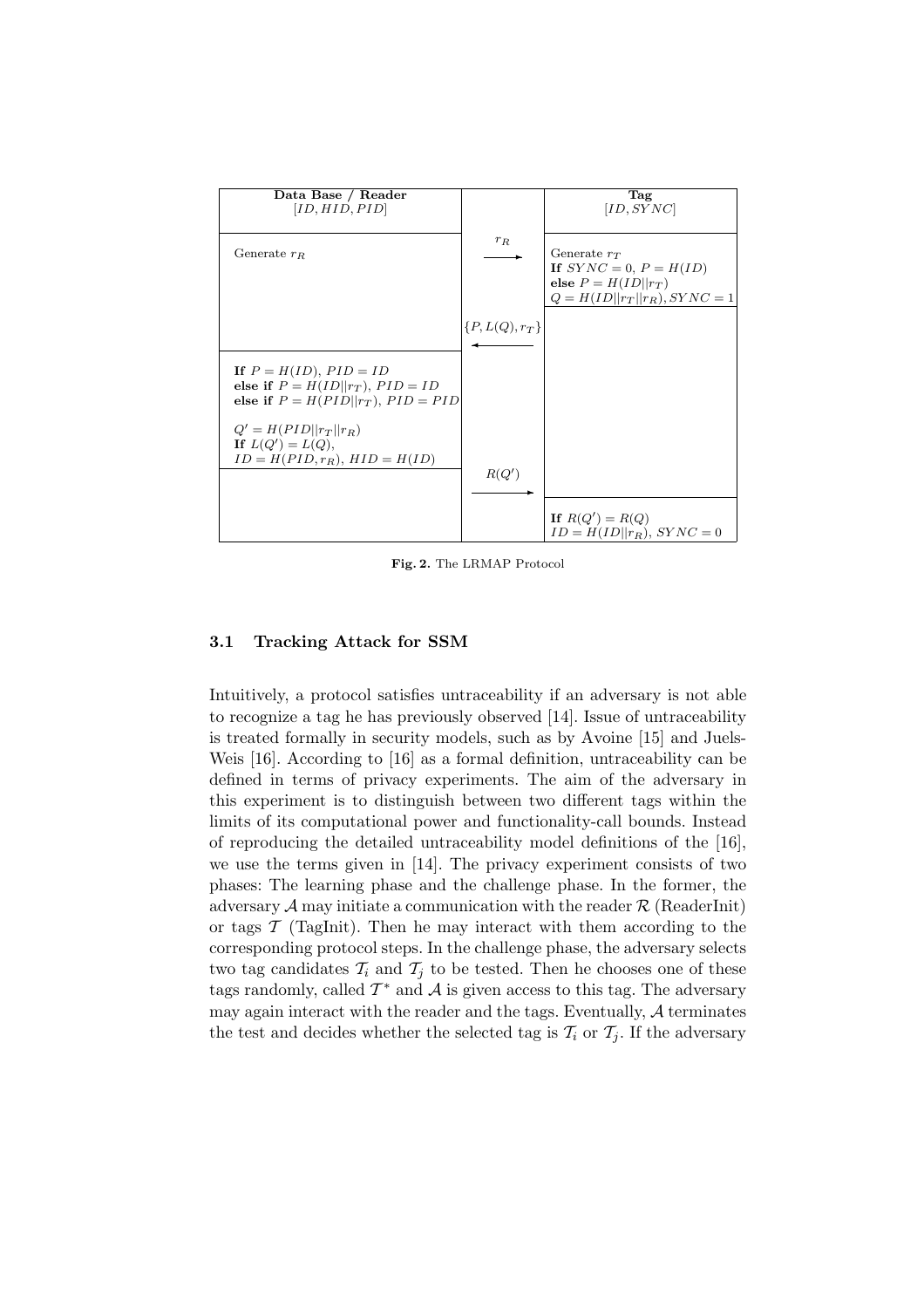| Data Base / Reader $[ID, HID, PID]$ | | Tag $[ID, SYNC]$ |
|---|---|---|
| Generate $r_R$ | $r_R$ $\longrightarrow$ | Generate $r_T$ **If** $SYNC = 0$, $P = H(ID)$ **else** $P = H(ID\|\|r_T)$ $Q = H(ID\|\|r_T\|\|r_R)$, $SYNC = 1$ |
| | $\{P, L(Q), r_T\}$ $\longleftarrow$ | |
| **If** $P = H(ID)$, $PID = ID$ **else if** $P = H(ID\|\|r_T)$, $PID = ID$ **else if** $P = H(PID\|\|r_T)$, $PID = PID$ $Q' = H(PID\|\|r_T\|\|r_R)$ **If** $L(Q') = L(Q)$, $ID = H(PID, r_R)$, $HID = H(ID)$ | | |
| | $R(Q')$ $\longrightarrow$ | |
| | | **If** $R(Q') = R(Q)$ $ID = H(ID\|\|r_R)$, $SYNC = 0$ |

**Fig. 2.** The LRMAP Protocol

### 3.1 Tracking Attack for SSM

Intuitively, a protocol satisfies untraceability if an adversary is not able to recognize a tag he has previously observed [14]. Issue of untraceability is treated formally in security models, such as by Avoine [15] and Juels-Weis [16]. According to [16] as a formal definition, untraceability can be defined in terms of privacy experiments. The aim of the adversary in this experiment is to distinguish between two different tags within the limits of its computational power and functionality-call bounds. Instead of reproducing the detailed untraceability model definitions of the [16], we use the terms given in [14]. The privacy experiment consists of two phases: The learning phase and the challenge phase. In the former, the adversary $\mathcal{A}$ may initiate a communication with the reader $\mathcal{R}$ (ReaderInit) or tags $\mathcal{T}$ (TagInit). Then he may interact with them according to the corresponding protocol steps. In the challenge phase, the adversary selects two tag candidates $\mathcal{T}_i$ and $\mathcal{T}_j$ to be tested. Then he chooses one of these tags randomly, called $\mathcal{T}^*$ and $\mathcal{A}$ is given access to this tag. The adversary may again interact with the reader and the tags. Eventually, $\mathcal{A}$ terminates the test and decides whether the selected tag is $\mathcal{T}_i$ or $\mathcal{T}_j$. If the adversary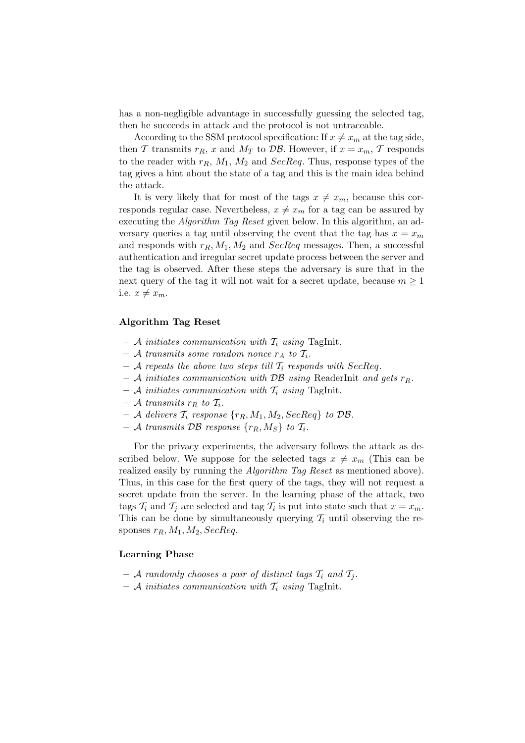has a non-negligible advantage in successfully guessing the selected tag, then he succeeds in attack and the protocol is not untraceable.

According to the SSM protocol specification: If $x \neq x_m$ at the tag side, then $\mathcal{T}$ transmits $r_R$, $x$ and $M_T$ to $\mathcal{DB}$. However, if $x = x_m$, $\mathcal{T}$ responds to the reader with $r_R$, $M_1$, $M_2$ and *SecReq*. Thus, response types of the tag gives a hint about the state of a tag and this is the main idea behind the attack.

It is very likely that for most of the tags $x \neq x_m$, because this corresponds regular case. Nevertheless, $x \neq x_m$ for a tag can be assured by executing the *Algorithm Tag Reset* given below. In this algorithm, an adversary queries a tag until observing the event that the tag has $x = x_m$ and responds with $r_R, M_1, M_2$ and *SecReq* messages. Then, a successful authentication and irregular secret update process between the server and the tag is observed. After these steps the adversary is sure that in the next query of the tag it will not wait for a secret update, because $m \geq 1$ i.e. $x \neq x_m$.

**Algorithm Tag Reset**

- *$\mathcal{A}$ initiates communication with $\mathcal{T}_i$ using* TagInit*.*
- *$\mathcal{A}$ transmits some random nonce $r_A$ to $\mathcal{T}_i$.*
- *$\mathcal{A}$ repeats the above two steps till $\mathcal{T}_i$ responds with SecReq.*
- *$\mathcal{A}$ initiates communication with $\mathcal{DB}$ using* ReaderInit *and gets $r_R$.*
- *$\mathcal{A}$ initiates communication with $\mathcal{T}_i$ using* TagInit*.*
- *$\mathcal{A}$ transmits $r_R$ to $\mathcal{T}_i$.*
- *$\mathcal{A}$ delivers $\mathcal{T}_i$ response $\{r_R, M_1, M_2, SecReq\}$ to $\mathcal{DB}$.*
- *$\mathcal{A}$ transmits $\mathcal{DB}$ response $\{r_R, M_S\}$ to $\mathcal{T}_i$.*

For the privacy experiments, the adversary follows the attack as described below. We suppose for the selected tags $x \neq x_m$ (This can be realized easily by running the *Algorithm Tag Reset* as mentioned above). Thus, in this case for the first query of the tags, they will not request a secret update from the server. In the learning phase of the attack, two tags $\mathcal{T}_i$ and $\mathcal{T}_j$ are selected and tag $\mathcal{T}_i$ is put into state such that $x = x_m$. This can be done by simultaneously querying $\mathcal{T}_i$ until observing the responses $r_R, M_1, M_2, SecReq$.

**Learning Phase**

- *$\mathcal{A}$ randomly chooses a pair of distinct tags $\mathcal{T}_i$ and $\mathcal{T}_j$.*
- *$\mathcal{A}$ initiates communication with $\mathcal{T}_i$ using* TagInit*.*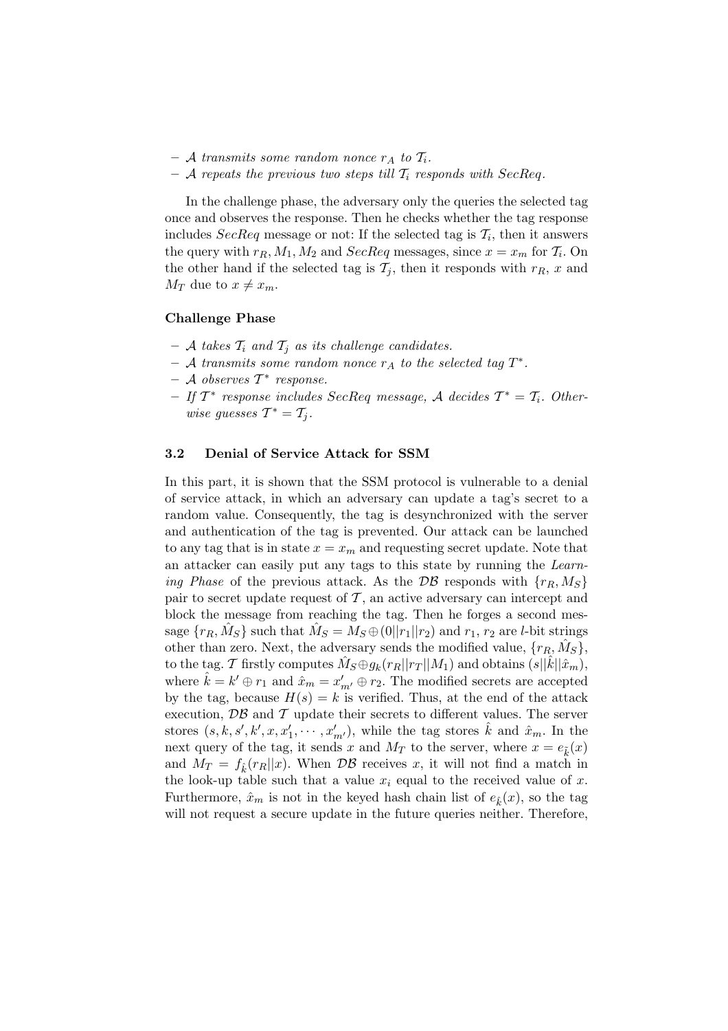- $\mathcal{A}$ *transmits some random nonce* $r_A$ *to* $\mathcal{T}_i$.
- $\mathcal{A}$ *repeats the previous two steps till* $\mathcal{T}_i$ *responds with SecReq.*

In the challenge phase, the adversary only the queries the selected tag once and observes the response. Then he checks whether the tag response includes *SecReq* message or not: If the selected tag is $\mathcal{T}_i$, then it answers the query with $r_R, M_1, M_2$ and *SecReq* messages, since $x = x_m$ for $\mathcal{T}_i$. On the other hand if the selected tag is $\mathcal{T}_j$, then it responds with $r_R$, $x$ and $M_T$ due to $x \neq x_m$.

**Challenge Phase**

- $\mathcal{A}$ *takes* $\mathcal{T}_i$ *and* $\mathcal{T}_j$ *as its challenge candidates.*
- $\mathcal{A}$ *transmits some random nonce* $r_A$ *to the selected tag* $T^*$.
- $\mathcal{A}$ *observes* $\mathcal{T}^*$ *response.*
- *If* $\mathcal{T}^*$ *response includes SecReq message,* $\mathcal{A}$ *decides* $\mathcal{T}^* = \mathcal{T}_i$. *Otherwise guesses* $\mathcal{T}^* = \mathcal{T}_j$.

### 3.2 Denial of Service Attack for SSM

In this part, it is shown that the SSM protocol is vulnerable to a denial of service attack, in which an adversary can update a tag's secret to a random value. Consequently, the tag is desynchronized with the server and authentication of the tag is prevented. Our attack can be launched to any tag that is in state $x = x_m$ and requesting secret update. Note that an attacker can easily put any tags to this state by running the *Learning Phase* of the previous attack. As the $\mathcal{DB}$ responds with $\{r_R, M_S\}$ pair to secret update request of $\mathcal{T}$, an active adversary can intercept and block the message from reaching the tag. Then he forges a second message $\{r_R, \hat{M}_S\}$ such that $\hat{M}_S = M_S \oplus (0||r_1||r_2)$ and $r_1$, $r_2$ are $l$-bit strings other than zero. Next, the adversary sends the modified value, $\{r_R, \hat{M}_S\}$, to the tag. $\mathcal{T}$ firstly computes $\hat{M}_S \oplus g_k(r_R||r_T||M_1)$ and obtains $(s||\hat{k}||\hat{x}_m)$, where $\hat{k} = k' \oplus r_1$ and $\hat{x}_m = x'_{m'} \oplus r_2$. The modified secrets are accepted by the tag, because $H(s) = k$ is verified. Thus, at the end of the attack execution, $\mathcal{DB}$ and $\mathcal{T}$ update their secrets to different values. The server stores $(s, k, s', k', x, x'_1, \cdots, x'_{m'})$, while the tag stores $\hat{k}$ and $\hat{x}_m$. In the next query of the tag, it sends $x$ and $M_T$ to the server, where $x = e_{\hat{k}}(x)$ and $M_T = f_{\hat{k}}(r_R||x)$. When $\mathcal{DB}$ receives $x$, it will not find a match in the look-up table such that a value $x_i$ equal to the received value of $x$. Furthermore, $\hat{x}_m$ is not in the keyed hash chain list of $e_{\hat{k}}(x)$, so the tag will not request a secure update in the future queries neither. Therefore,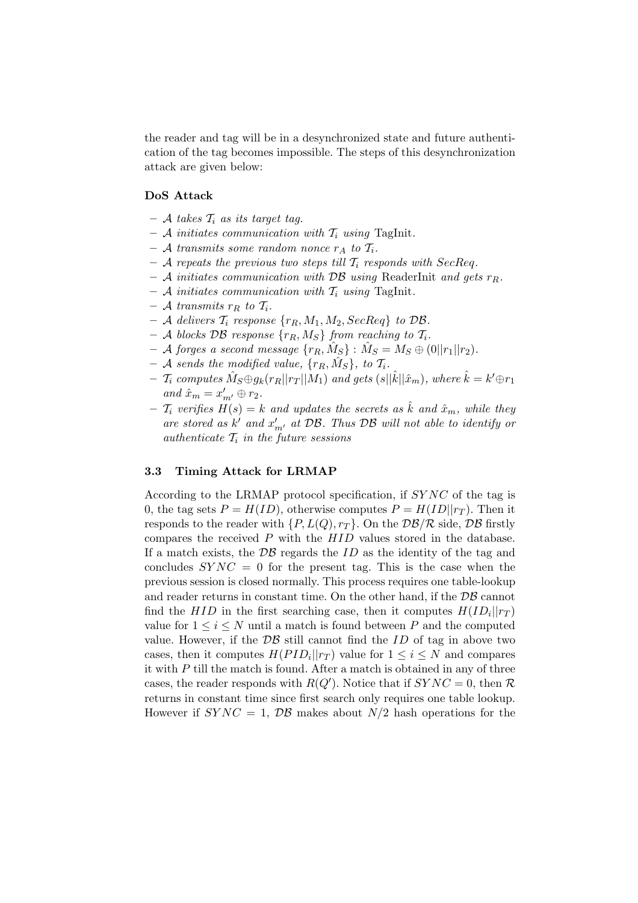the reader and tag will be in a desynchronized state and future authentication of the tag becomes impossible. The steps of this desynchronization attack are given below:

**DoS Attack**

- *$\mathcal{A}$ takes $\mathcal{T}_i$ as its target tag.*
- *$\mathcal{A}$ initiates communication with $\mathcal{T}_i$ using* TagInit*.*
- *$\mathcal{A}$ transmits some random nonce $r_A$ to $\mathcal{T}_i$.*
- *$\mathcal{A}$ repeats the previous two steps till $\mathcal{T}_i$ responds with SecReq.*
- *$\mathcal{A}$ initiates communication with $\mathcal{DB}$ using* ReaderInit *and gets $r_R$.*
- *$\mathcal{A}$ initiates communication with $\mathcal{T}_i$ using* TagInit*.*
- *$\mathcal{A}$ transmits $r_R$ to $\mathcal{T}_i$.*
- *$\mathcal{A}$ delivers $\mathcal{T}_i$ response $\{r_R, M_1, M_2, SecReq\}$ to $\mathcal{DB}$.*
- *$\mathcal{A}$ blocks $\mathcal{DB}$ response $\{r_R, M_S\}$ from reaching to $\mathcal{T}_i$.*
- *$\mathcal{A}$ forges a second message $\{r_R, \hat{M}_S\} : \hat{M}_S = M_S \oplus (0||r_1||r_2)$.*
- *$\mathcal{A}$ sends the modified value, $\{r_R, \hat{M}_S\}$, to $\mathcal{T}_i$.*
- *$\mathcal{T}_i$ computes $\hat{M}_S \oplus g_k(r_R||r_T||M_1)$ and gets $(s||\hat{k}||\hat{x}_m)$, where $\hat{k} = k' \oplus r_1$ and $\hat{x}_m = x'_{m'} \oplus r_2$.*
- *$\mathcal{T}_i$ verifies $H(s) = k$ and updates the secrets as $\hat{k}$ and $\hat{x}_m$, while they are stored as $k'$ and $x'_{m'}$ at $\mathcal{DB}$. Thus $\mathcal{DB}$ will not able to identify or authenticate $\mathcal{T}_i$ in the future sessions*

### 3.3 Timing Attack for LRMAP

According to the LRMAP protocol specification, if $SYNC$ of the tag is 0, the tag sets $P = H(ID)$, otherwise computes $P = H(ID||r_T)$. Then it responds to the reader with $\{P, L(Q), r_T\}$. On the $\mathcal{DB}/\mathcal{R}$ side, $\mathcal{DB}$ firstly compares the received $P$ with the $HID$ values stored in the database. If a match exists, the $\mathcal{DB}$ regards the $ID$ as the identity of the tag and concludes $SYNC = 0$ for the present tag. This is the case when the previous session is closed normally. This process requires one table-lookup and reader returns in constant time. On the other hand, if the $\mathcal{DB}$ cannot find the $HID$ in the first searching case, then it computes $H(ID_i||r_T)$ value for $1 \leq i \leq N$ until a match is found between $P$ and the computed value. However, if the $\mathcal{DB}$ still cannot find the $ID$ of tag in above two cases, then it computes $H(PID_i||r_T)$ value for $1 \leq i \leq N$ and compares it with $P$ till the match is found. After a match is obtained in any of three cases, the reader responds with $R(Q')$. Notice that if $SYNC = 0$, then $\mathcal{R}$ returns in constant time since first search only requires one table lookup. However if $SYNC = 1$, $\mathcal{DB}$ makes about $N/2$ hash operations for the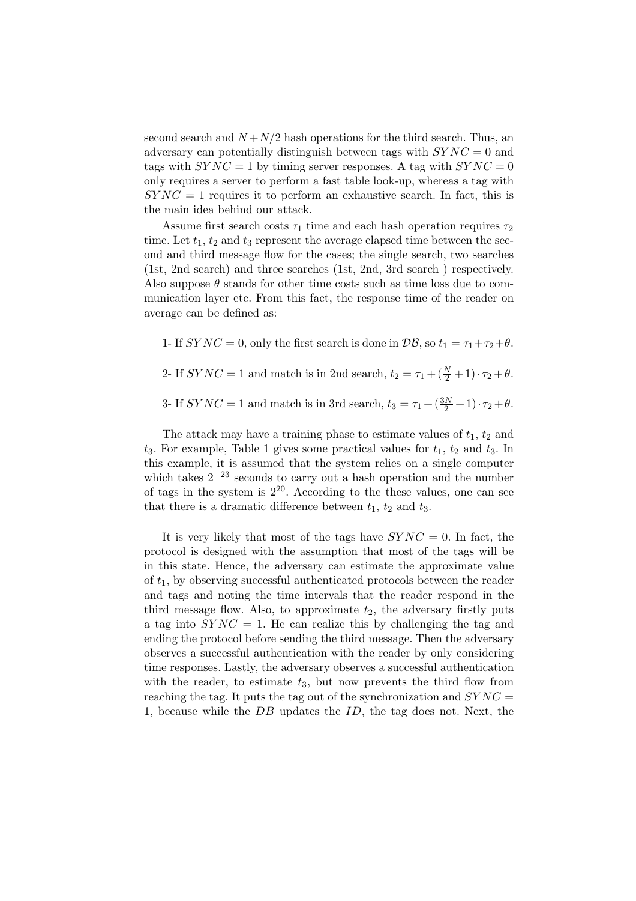second search and $N + N/2$ hash operations for the third search. Thus, an adversary can potentially distinguish between tags with $SYNC = 0$ and tags with $SYNC = 1$ by timing server responses. A tag with $SYNC = 0$ only requires a server to perform a fast table look-up, whereas a tag with $SYNC = 1$ requires it to perform an exhaustive search. In fact, this is the main idea behind our attack.

Assume first search costs $\tau_1$ time and each hash operation requires $\tau_2$ time. Let $t_1$, $t_2$ and $t_3$ represent the average elapsed time between the second and third message flow for the cases; the single search, two searches (1st, 2nd search) and three searches (1st, 2nd, 3rd search ) respectively. Also suppose $\theta$ stands for other time costs such as time loss due to communication layer etc. From this fact, the response time of the reader on average can be defined as:

1- If $SYNC = 0$, only the first search is done in $\mathcal{DB}$, so $t_1 = \tau_1 + \tau_2 + \theta$.

2- If $SYNC = 1$ and match is in 2nd search, $t_2 = \tau_1 + (\frac{N}{2} + 1) \cdot \tau_2 + \theta$.

3- If $SYNC = 1$ and match is in 3rd search, $t_3 = \tau_1 + (\frac{3N}{2} + 1) \cdot \tau_2 + \theta$.

The attack may have a training phase to estimate values of $t_1$, $t_2$ and $t_3$. For example, Table 1 gives some practical values for $t_1$, $t_2$ and $t_3$. In this example, it is assumed that the system relies on a single computer which takes $2^{-23}$ seconds to carry out a hash operation and the number of tags in the system is $2^{20}$. According to the these values, one can see that there is a dramatic difference between $t_1$, $t_2$ and $t_3$.

It is very likely that most of the tags have $SYNC = 0$. In fact, the protocol is designed with the assumption that most of the tags will be in this state. Hence, the adversary can estimate the approximate value of $t_1$, by observing successful authenticated protocols between the reader and tags and noting the time intervals that the reader respond in the third message flow. Also, to approximate $t_2$, the adversary firstly puts a tag into $SYNC = 1$. He can realize this by challenging the tag and ending the protocol before sending the third message. Then the adversary observes a successful authentication with the reader by only considering time responses. Lastly, the adversary observes a successful authentication with the reader, to estimate $t_3$, but now prevents the third flow from reaching the tag. It puts the tag out of the synchronization and $SYNC = 1$, because while the $DB$ updates the $ID$, the tag does not. Next, the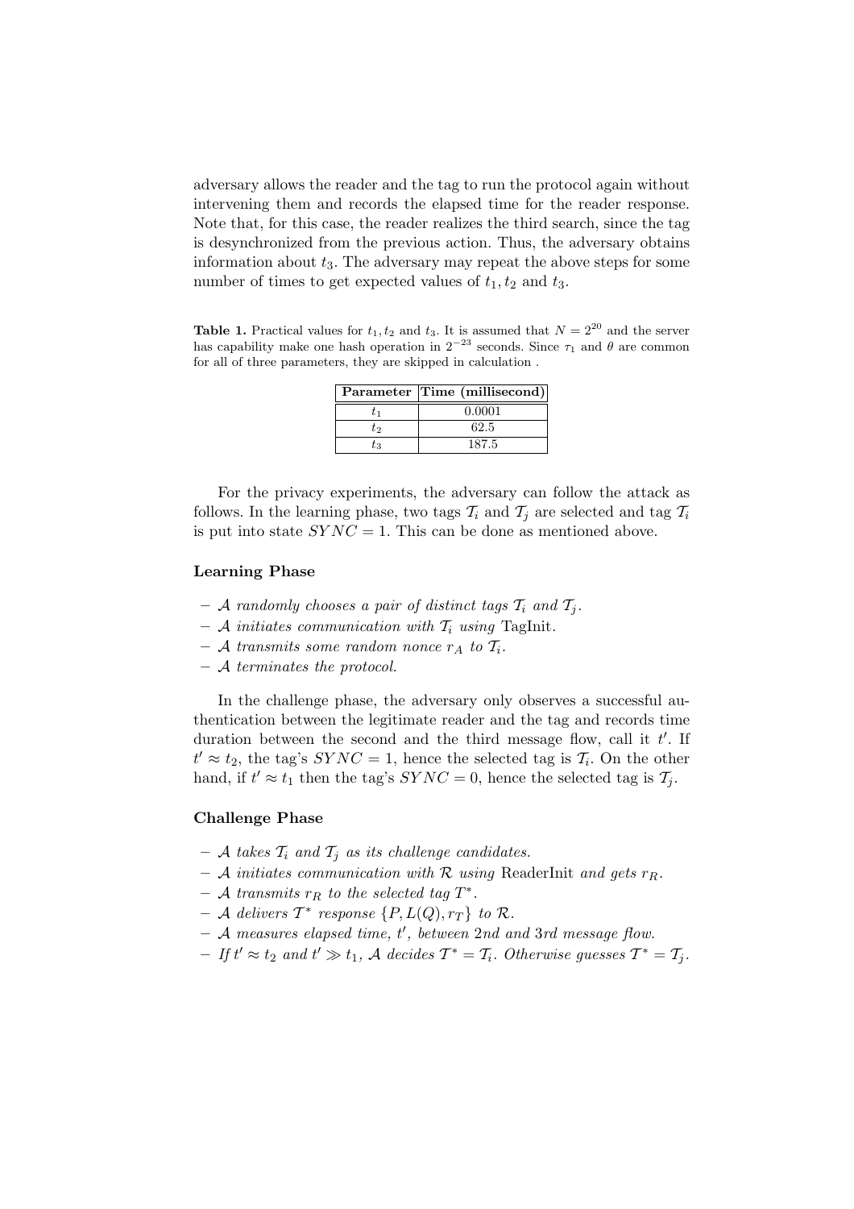adversary allows the reader and the tag to run the protocol again without intervening them and records the elapsed time for the reader response. Note that, for this case, the reader realizes the third search, since the tag is desynchronized from the previous action. Thus, the adversary obtains information about $t_3$. The adversary may repeat the above steps for some number of times to get expected values of $t_1, t_2$ and $t_3$.

**Table 1.** Practical values for $t_1, t_2$ and $t_3$. It is assumed that $N = 2^{20}$ and the server has capability make one hash operation in $2^{-23}$ seconds. Since $\tau_1$ and $\theta$ are common for all of three parameters, they are skipped in calculation .

| Parameter | Time (millisecond) |
|---|---|
| $t_1$ | 0.0001 |
| $t_2$ | 62.5 |
| $t_3$ | 187.5 |

For the privacy experiments, the adversary can follow the attack as follows. In the learning phase, two tags $\mathcal{T}_i$ and $\mathcal{T}_j$ are selected and tag $\mathcal{T}_i$ is put into state $SYNC = 1$. This can be done as mentioned above.

### Learning Phase

- *$\mathcal{A}$ randomly chooses a pair of distinct tags $\mathcal{T}_i$ and $\mathcal{T}_j$.*
- *$\mathcal{A}$ initiates communication with $\mathcal{T}_i$ using* TagInit.
- *$\mathcal{A}$ transmits some random nonce $r_A$ to $\mathcal{T}_i$.*
- *$\mathcal{A}$ terminates the protocol.*

In the challenge phase, the adversary only observes a successful authentication between the legitimate reader and the tag and records time duration between the second and the third message flow, call it $t'$. If $t' \approx t_2$, the tag's $SYNC = 1$, hence the selected tag is $\mathcal{T}_i$. On the other hand, if $t' \approx t_1$ then the tag's $SYNC = 0$, hence the selected tag is $\mathcal{T}_j$.

### Challenge Phase

- *$\mathcal{A}$ takes $\mathcal{T}_i$ and $\mathcal{T}_j$ as its challenge candidates.*
- *$\mathcal{A}$ initiates communication with $\mathcal{R}$ using* ReaderInit *and gets $r_R$.*
- *$\mathcal{A}$ transmits $r_R$ to the selected tag $\mathcal{T}^*$.*
- *$\mathcal{A}$ delivers $\mathcal{T}^*$ response $\{P, L(Q), r_T\}$ to $\mathcal{R}$.*
- *$\mathcal{A}$ measures elapsed time, $t'$, between 2nd and 3rd message flow.*
- *If $t' \approx t_2$ and $t' \gg t_1$, $\mathcal{A}$ decides $\mathcal{T}^* = \mathcal{T}_i$. Otherwise guesses $\mathcal{T}^* = \mathcal{T}_j$.*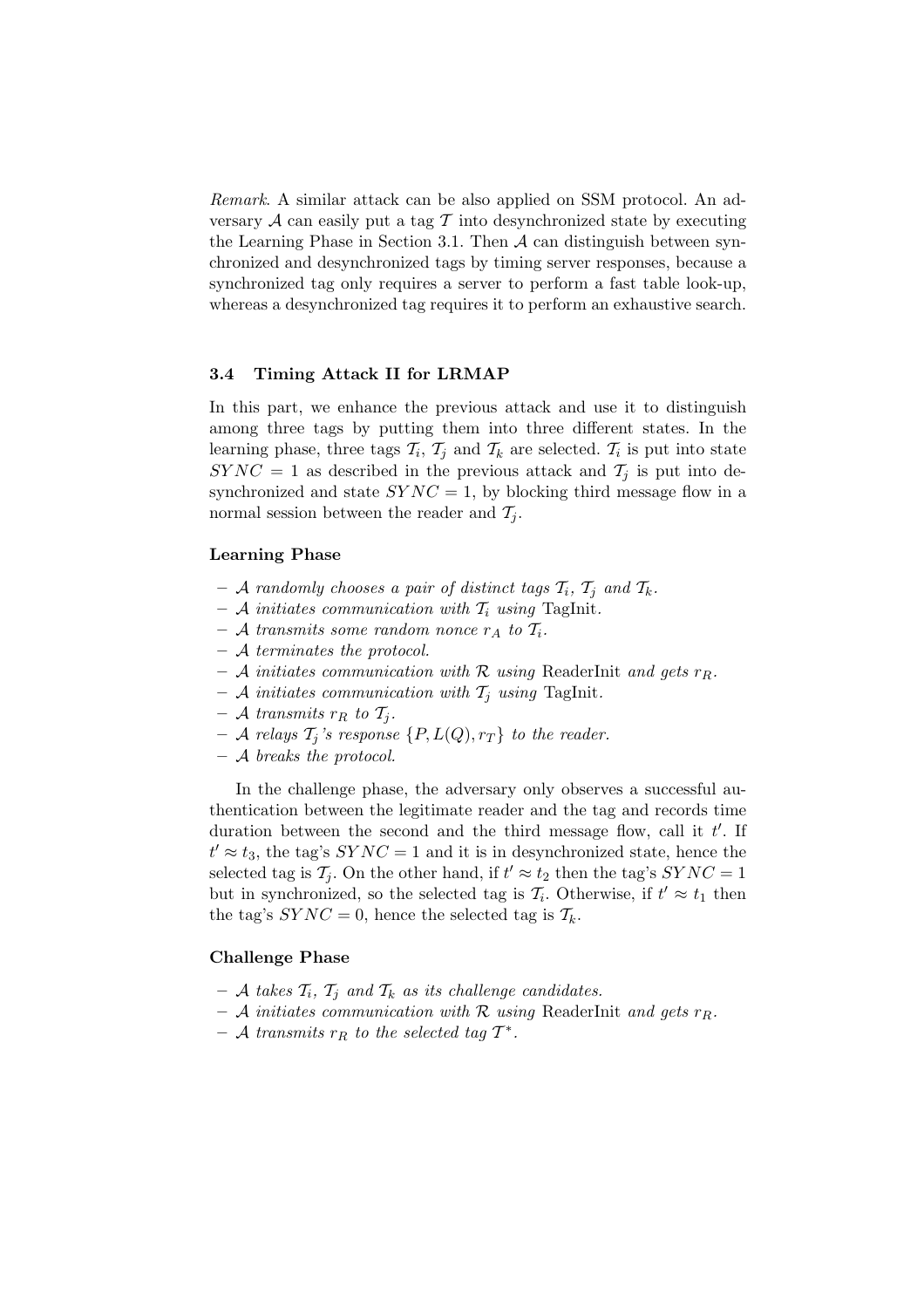*Remark*. A similar attack can be also applied on SSM protocol. An adversary $\mathcal{A}$ can easily put a tag $\mathcal{T}$ into desynchronized state by executing the Learning Phase in Section 3.1. Then $\mathcal{A}$ can distinguish between synchronized and desynchronized tags by timing server responses, because a synchronized tag only requires a server to perform a fast table look-up, whereas a desynchronized tag requires it to perform an exhaustive search.

### 3.4 Timing Attack II for LRMAP

In this part, we enhance the previous attack and use it to distinguish among three tags by putting them into three different states. In the learning phase, three tags $\mathcal{T}_i$, $\mathcal{T}_j$ and $\mathcal{T}_k$ are selected. $\mathcal{T}_i$ is put into state $SYNC = 1$ as described in the previous attack and $\mathcal{T}_j$ is put into desynchronized and state $SYNC = 1$, by blocking third message flow in a normal session between the reader and $\mathcal{T}_j$.

**Learning Phase**

- *$\mathcal{A}$ randomly chooses a pair of distinct tags $\mathcal{T}_i$, $\mathcal{T}_j$ and $\mathcal{T}_k$.*
- *$\mathcal{A}$ initiates communication with $\mathcal{T}_i$ using* TagInit.
- *$\mathcal{A}$ transmits some random nonce $r_A$ to $\mathcal{T}_i$.*
- *$\mathcal{A}$ terminates the protocol.*
- *$\mathcal{A}$ initiates communication with $\mathcal{R}$ using* ReaderInit *and gets $r_R$.*
- *$\mathcal{A}$ initiates communication with $\mathcal{T}_j$ using* TagInit.
- *$\mathcal{A}$ transmits $r_R$ to $\mathcal{T}_j$.*
- *$\mathcal{A}$ relays $\mathcal{T}_j$'s response $\{P, L(Q), r_T\}$ to the reader.*
- *$\mathcal{A}$ breaks the protocol.*

In the challenge phase, the adversary only observes a successful authentication between the legitimate reader and the tag and records time duration between the second and the third message flow, call it $t'$. If $t' \approx t_3$, the tag's $SYNC = 1$ and it is in desynchronized state, hence the selected tag is $\mathcal{T}_j$. On the other hand, if $t' \approx t_2$ then the tag's $SYNC = 1$ but in synchronized, so the selected tag is $\mathcal{T}_i$. Otherwise, if $t' \approx t_1$ then the tag's $SYNC = 0$, hence the selected tag is $\mathcal{T}_k$.

**Challenge Phase**

- *$\mathcal{A}$ takes $\mathcal{T}_i$, $\mathcal{T}_j$ and $\mathcal{T}_k$ as its challenge candidates.*
- *$\mathcal{A}$ initiates communication with $\mathcal{R}$ using* ReaderInit *and gets $r_R$.*
- *$\mathcal{A}$ transmits $r_R$ to the selected tag $\mathcal{T}^*$.*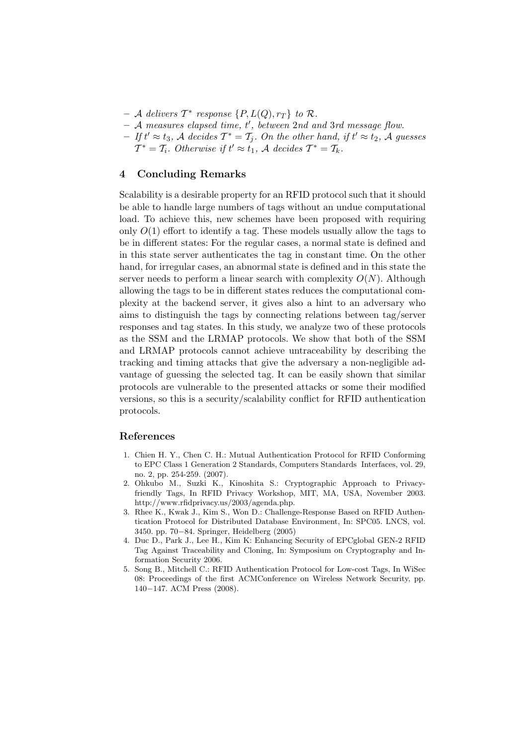- $\mathcal{A}$ *delivers* $\mathcal{T}^*$ *response* $\{P, L(Q), r_T\}$ *to* $\mathcal{R}$.
- $\mathcal{A}$ *measures elapsed time,* $t'$*, between 2nd and 3rd message flow.*
- *If* $t' \approx t_3$*,* $\mathcal{A}$ *decides* $\mathcal{T}^* = \mathcal{T}_j$*. On the other hand, if* $t' \approx t_2$*,* $\mathcal{A}$ *guesses* $\mathcal{T}^* = \mathcal{T}_i$*. Otherwise if* $t' \approx t_1$*,* $\mathcal{A}$ *decides* $\mathcal{T}^* = \mathcal{T}_k$*.*

## 4 Concluding Remarks

Scalability is a desirable property for an RFID protocol such that it should be able to handle large numbers of tags without an undue computational load. To achieve this, new schemes have been proposed with requiring only $O(1)$ effort to identify a tag. These models usually allow the tags to be in different states: For the regular cases, a normal state is defined and in this state server authenticates the tag in constant time. On the other hand, for irregular cases, an abnormal state is defined and in this state the server needs to perform a linear search with complexity $O(N)$. Although allowing the tags to be in different states reduces the computational complexity at the backend server, it gives also a hint to an adversary who aims to distinguish the tags by connecting relations between tag/server responses and tag states. In this study, we analyze two of these protocols as the SSM and the LRMAP protocols. We show that both of the SSM and LRMAP protocols cannot achieve untraceability by describing the tracking and timing attacks that give the adversary a non-negligible advantage of guessing the selected tag. It can be easily shown that similar protocols are vulnerable to the presented attacks or some their modified versions, so this is a security/scalability conflict for RFID authentication protocols.

## References

1. Chien H. Y., Chen C. H.: Mutual Authentication Protocol for RFID Conforming to EPC Class 1 Generation 2 Standards, Computers Standards Interfaces, vol. 29, no. 2, pp. 254-259. (2007).
2. Ohkubo M., Suzki K., Kinoshita S.: Cryptographic Approach to Privacy-friendly Tags, In RFID Privacy Workshop, MIT, MA, USA, November 2003. http://www.rfidprivacy.us/2003/agenda.php.
3. Rhee K., Kwak J., Kim S., Won D.: Challenge-Response Based on RFID Authentication Protocol for Distributed Database Environment, In: SPC05. LNCS, vol. 3450. pp. 70−84. Springer, Heidelberg (2005)
4. Duc D., Park J., Lee H., Kim K: Enhancing Security of EPCglobal GEN-2 RFID Tag Against Traceability and Cloning, In: Symposium on Cryptography and Information Security 2006.
5. Song B., Mitchell C.: RFID Authentication Protocol for Low-cost Tags, In WiSec 08: Proceedings of the first ACMConference on Wireless Network Security, pp. 140−147. ACM Press (2008).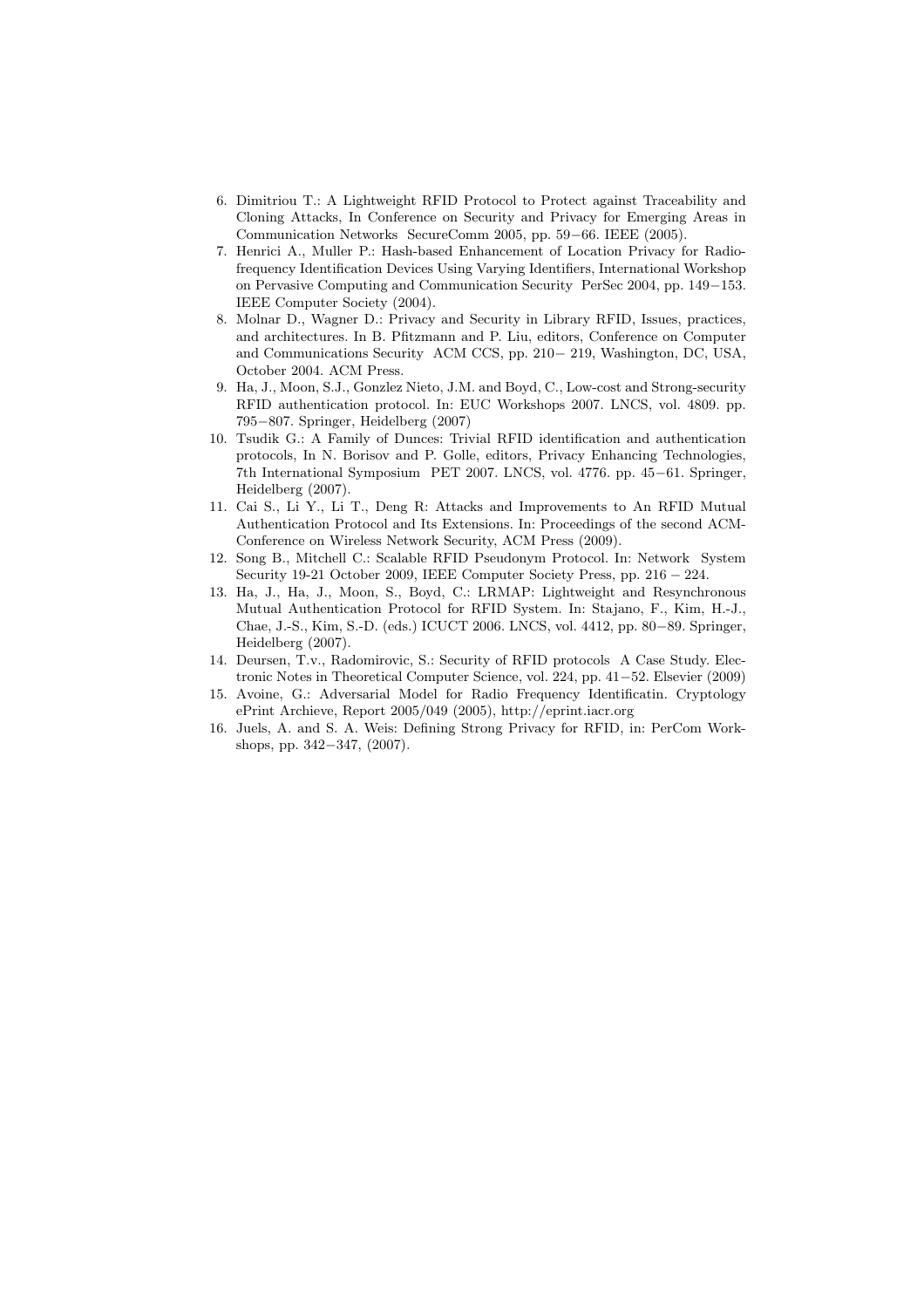6. Dimitriou T.: A Lightweight RFID Protocol to Protect against Traceability and Cloning Attacks, In Conference on Security and Privacy for Emerging Areas in Communication Networks SecureComm 2005, pp. 59−66. IEEE (2005).
7. Henrici A., Muller P.: Hash-based Enhancement of Location Privacy for Radio-frequency Identification Devices Using Varying Identifiers, International Workshop on Pervasive Computing and Communication Security PerSec 2004, pp. 149−153. IEEE Computer Society (2004).
8. Molnar D., Wagner D.: Privacy and Security in Library RFID, Issues, practices, and architectures. In B. Pfitzmann and P. Liu, editors, Conference on Computer and Communications Security ACM CCS, pp. 210− 219, Washington, DC, USA, October 2004. ACM Press.
9. Ha, J., Moon, S.J., Gonzlez Nieto, J.M. and Boyd, C., Low-cost and Strong-security RFID authentication protocol. In: EUC Workshops 2007. LNCS, vol. 4809. pp. 795−807. Springer, Heidelberg (2007)
10. Tsudik G.: A Family of Dunces: Trivial RFID identification and authentication protocols, In N. Borisov and P. Golle, editors, Privacy Enhancing Technologies, 7th International Symposium PET 2007. LNCS, vol. 4776. pp. 45−61. Springer, Heidelberg (2007).
11. Cai S., Li Y., Li T., Deng R: Attacks and Improvements to An RFID Mutual Authentication Protocol and Its Extensions. In: Proceedings of the second ACM-Conference on Wireless Network Security, ACM Press (2009).
12. Song B., Mitchell C.: Scalable RFID Pseudonym Protocol. In: Network System Security 19-21 October 2009, IEEE Computer Society Press, pp. 216 − 224.
13. Ha, J., Ha, J., Moon, S., Boyd, C.: LRMAP: Lightweight and Resynchronous Mutual Authentication Protocol for RFID System. In: Stajano, F., Kim, H.-J., Chae, J.-S., Kim, S.-D. (eds.) ICUCT 2006. LNCS, vol. 4412, pp. 80−89. Springer, Heidelberg (2007).
14. Deursen, T.v., Radomirovic, S.: Security of RFID protocols A Case Study. Electronic Notes in Theoretical Computer Science, vol. 224, pp. 41−52. Elsevier (2009)
15. Avoine, G.: Adversarial Model for Radio Frequency Identificatin. Cryptology ePrint Archieve, Report 2005/049 (2005), http://eprint.iacr.org
16. Juels, A. and S. A. Weis: Defining Strong Privacy for RFID, in: PerCom Workshops, pp. 342−347, (2007).